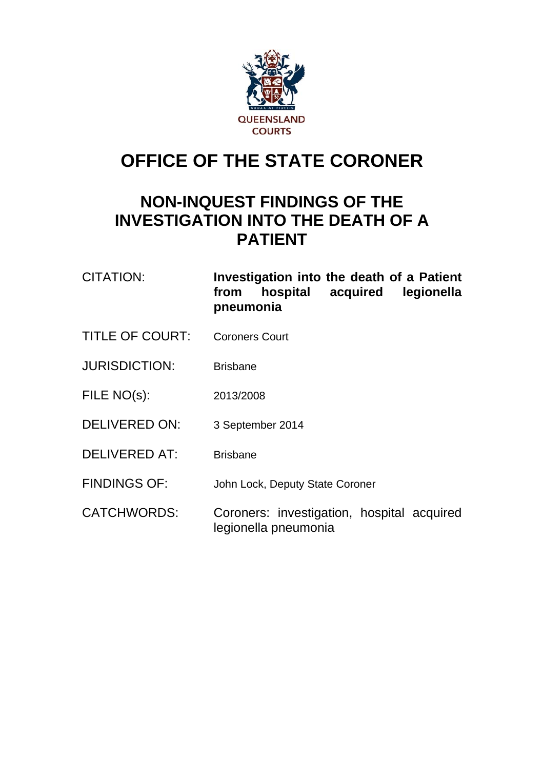QUEENSLAND COURTS

# OFFICE OF THE STATE CORONER

## NON-INQUEST FINDINGS OF THE INVESTIGATION INTO THE DEATH OF A PATIENT

| | |
|---|---|
| CITATION: | **Investigation into the death of a Patient from hospital acquired legionella pneumonia** |
| TITLE OF COURT: | Coroners Court |
| JURISDICTION: | Brisbane |
| FILE NO(s): | 2013/2008 |
| DELIVERED ON: | 3 September 2014 |
| DELIVERED AT: | Brisbane |
| FINDINGS OF: | John Lock, Deputy State Coroner |
| CATCHWORDS: | Coroners: investigation, hospital acquired legionella pneumonia |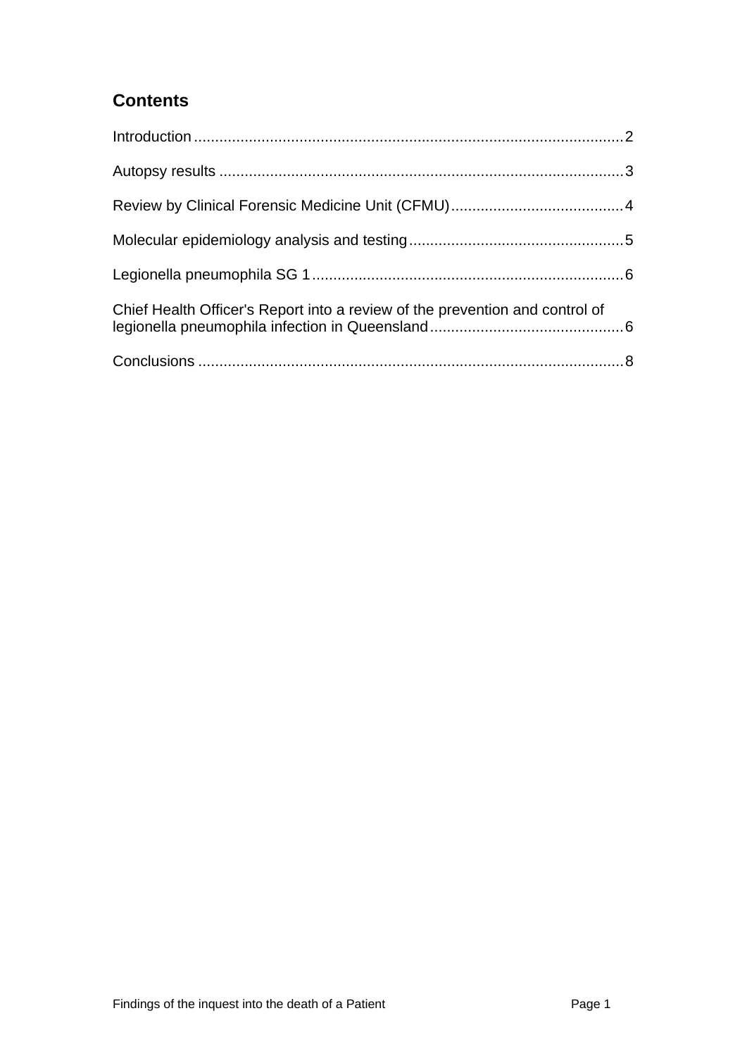## Contents

Introduction ..................................................................................................... 2

Autopsy results ............................................................................................... 3

Review by Clinical Forensic Medicine Unit (CFMU) ........................................ 4

Molecular epidemiology analysis and testing .................................................. 5

Legionella pneumophila SG 1 ......................................................................... 6

Chief Health Officer's Report into a review of the prevention and control of legionella pneumophila infection in Queensland ............................................. 6

Conclusions .................................................................................................... 8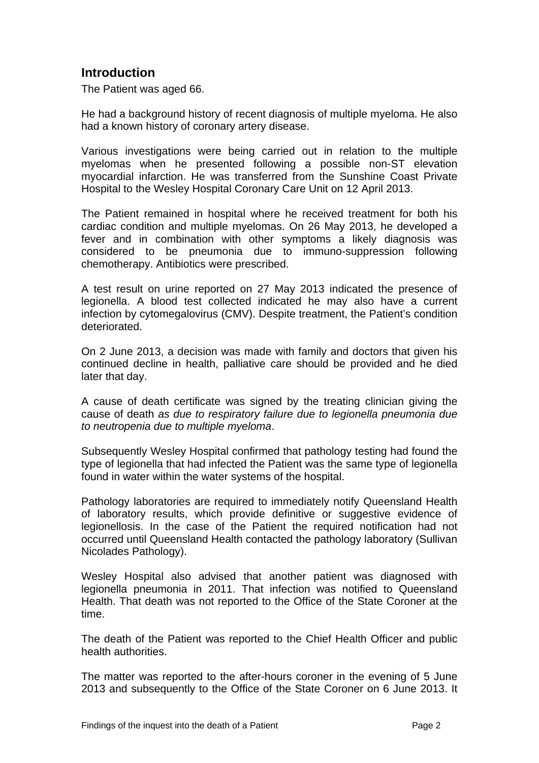## Introduction

The Patient was aged 66.

He had a background history of recent diagnosis of multiple myeloma. He also had a known history of coronary artery disease.

Various investigations were being carried out in relation to the multiple myelomas when he presented following a possible non-ST elevation myocardial infarction. He was transferred from the Sunshine Coast Private Hospital to the Wesley Hospital Coronary Care Unit on 12 April 2013.

The Patient remained in hospital where he received treatment for both his cardiac condition and multiple myelomas. On 26 May 2013, he developed a fever and in combination with other symptoms a likely diagnosis was considered to be pneumonia due to immuno-suppression following chemotherapy. Antibiotics were prescribed.

A test result on urine reported on 27 May 2013 indicated the presence of legionella. A blood test collected indicated he may also have a current infection by cytomegalovirus (CMV). Despite treatment, the Patient's condition deteriorated.

On 2 June 2013, a decision was made with family and doctors that given his continued decline in health, palliative care should be provided and he died later that day.

A cause of death certificate was signed by the treating clinician giving the cause of death *as due to respiratory failure due to legionella pneumonia due to neutropenia due to multiple myeloma*.

Subsequently Wesley Hospital confirmed that pathology testing had found the type of legionella that had infected the Patient was the same type of legionella found in water within the water systems of the hospital.

Pathology laboratories are required to immediately notify Queensland Health of laboratory results, which provide definitive or suggestive evidence of legionellosis. In the case of the Patient the required notification had not occurred until Queensland Health contacted the pathology laboratory (Sullivan Nicolades Pathology).

Wesley Hospital also advised that another patient was diagnosed with legionella pneumonia in 2011. That infection was notified to Queensland Health. That death was not reported to the Office of the State Coroner at the time.

The death of the Patient was reported to the Chief Health Officer and public health authorities.

The matter was reported to the after-hours coroner in the evening of 5 June 2013 and subsequently to the Office of the State Coroner on 6 June 2013. It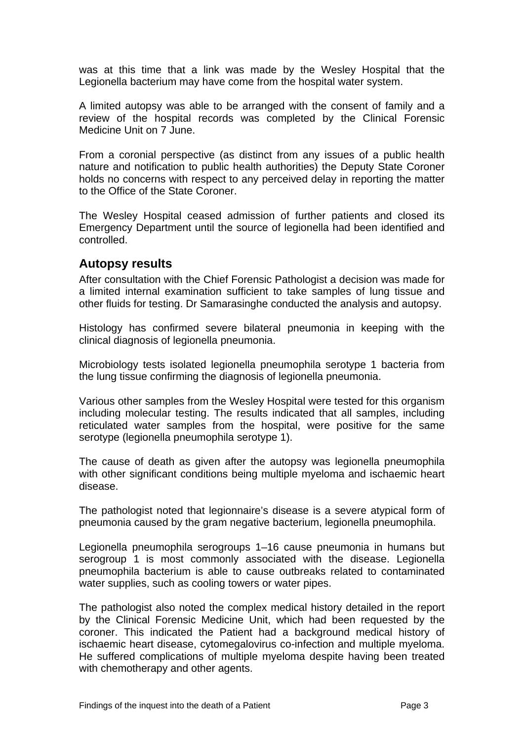was at this time that a link was made by the Wesley Hospital that the Legionella bacterium may have come from the hospital water system.

A limited autopsy was able to be arranged with the consent of family and a review of the hospital records was completed by the Clinical Forensic Medicine Unit on 7 June.

From a coronial perspective (as distinct from any issues of a public health nature and notification to public health authorities) the Deputy State Coroner holds no concerns with respect to any perceived delay in reporting the matter to the Office of the State Coroner.

The Wesley Hospital ceased admission of further patients and closed its Emergency Department until the source of legionella had been identified and controlled.

## Autopsy results

After consultation with the Chief Forensic Pathologist a decision was made for a limited internal examination sufficient to take samples of lung tissue and other fluids for testing. Dr Samarasinghe conducted the analysis and autopsy.

Histology has confirmed severe bilateral pneumonia in keeping with the clinical diagnosis of legionella pneumonia.

Microbiology tests isolated legionella pneumophila serotype 1 bacteria from the lung tissue confirming the diagnosis of legionella pneumonia.

Various other samples from the Wesley Hospital were tested for this organism including molecular testing. The results indicated that all samples, including reticulated water samples from the hospital, were positive for the same serotype (legionella pneumophila serotype 1).

The cause of death as given after the autopsy was legionella pneumophila with other significant conditions being multiple myeloma and ischaemic heart disease.

The pathologist noted that legionnaire's disease is a severe atypical form of pneumonia caused by the gram negative bacterium, legionella pneumophila.

Legionella pneumophila serogroups 1–16 cause pneumonia in humans but serogroup 1 is most commonly associated with the disease. Legionella pneumophila bacterium is able to cause outbreaks related to contaminated water supplies, such as cooling towers or water pipes.

The pathologist also noted the complex medical history detailed in the report by the Clinical Forensic Medicine Unit, which had been requested by the coroner. This indicated the Patient had a background medical history of ischaemic heart disease, cytomegalovirus co-infection and multiple myeloma. He suffered complications of multiple myeloma despite having been treated with chemotherapy and other agents.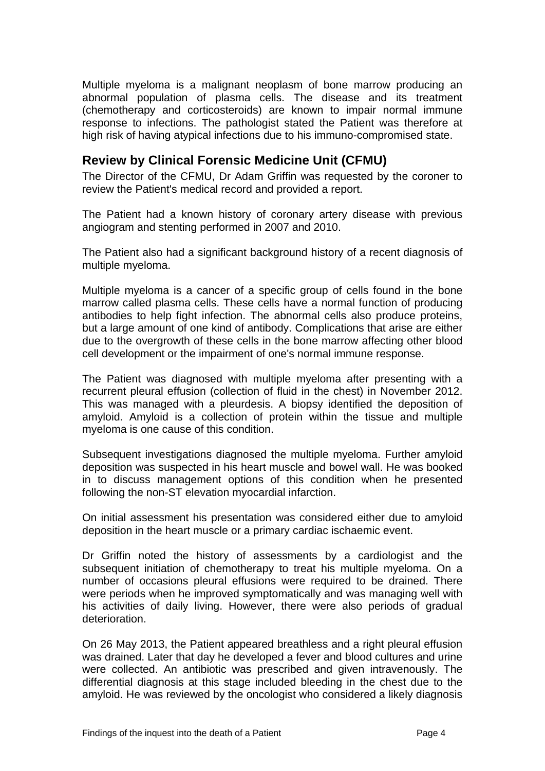Multiple myeloma is a malignant neoplasm of bone marrow producing an abnormal population of plasma cells. The disease and its treatment (chemotherapy and corticosteroids) are known to impair normal immune response to infections. The pathologist stated the Patient was therefore at high risk of having atypical infections due to his immuno-compromised state.

## Review by Clinical Forensic Medicine Unit (CFMU)

The Director of the CFMU, Dr Adam Griffin was requested by the coroner to review the Patient's medical record and provided a report.

The Patient had a known history of coronary artery disease with previous angiogram and stenting performed in 2007 and 2010.

The Patient also had a significant background history of a recent diagnosis of multiple myeloma.

Multiple myeloma is a cancer of a specific group of cells found in the bone marrow called plasma cells. These cells have a normal function of producing antibodies to help fight infection. The abnormal cells also produce proteins, but a large amount of one kind of antibody. Complications that arise are either due to the overgrowth of these cells in the bone marrow affecting other blood cell development or the impairment of one's normal immune response.

The Patient was diagnosed with multiple myeloma after presenting with a recurrent pleural effusion (collection of fluid in the chest) in November 2012. This was managed with a pleurdesis. A biopsy identified the deposition of amyloid. Amyloid is a collection of protein within the tissue and multiple myeloma is one cause of this condition.

Subsequent investigations diagnosed the multiple myeloma. Further amyloid deposition was suspected in his heart muscle and bowel wall. He was booked in to discuss management options of this condition when he presented following the non-ST elevation myocardial infarction.

On initial assessment his presentation was considered either due to amyloid deposition in the heart muscle or a primary cardiac ischaemic event.

Dr Griffin noted the history of assessments by a cardiologist and the subsequent initiation of chemotherapy to treat his multiple myeloma. On a number of occasions pleural effusions were required to be drained. There were periods when he improved symptomatically and was managing well with his activities of daily living. However, there were also periods of gradual deterioration.

On 26 May 2013, the Patient appeared breathless and a right pleural effusion was drained. Later that day he developed a fever and blood cultures and urine were collected. An antibiotic was prescribed and given intravenously. The differential diagnosis at this stage included bleeding in the chest due to the amyloid. He was reviewed by the oncologist who considered a likely diagnosis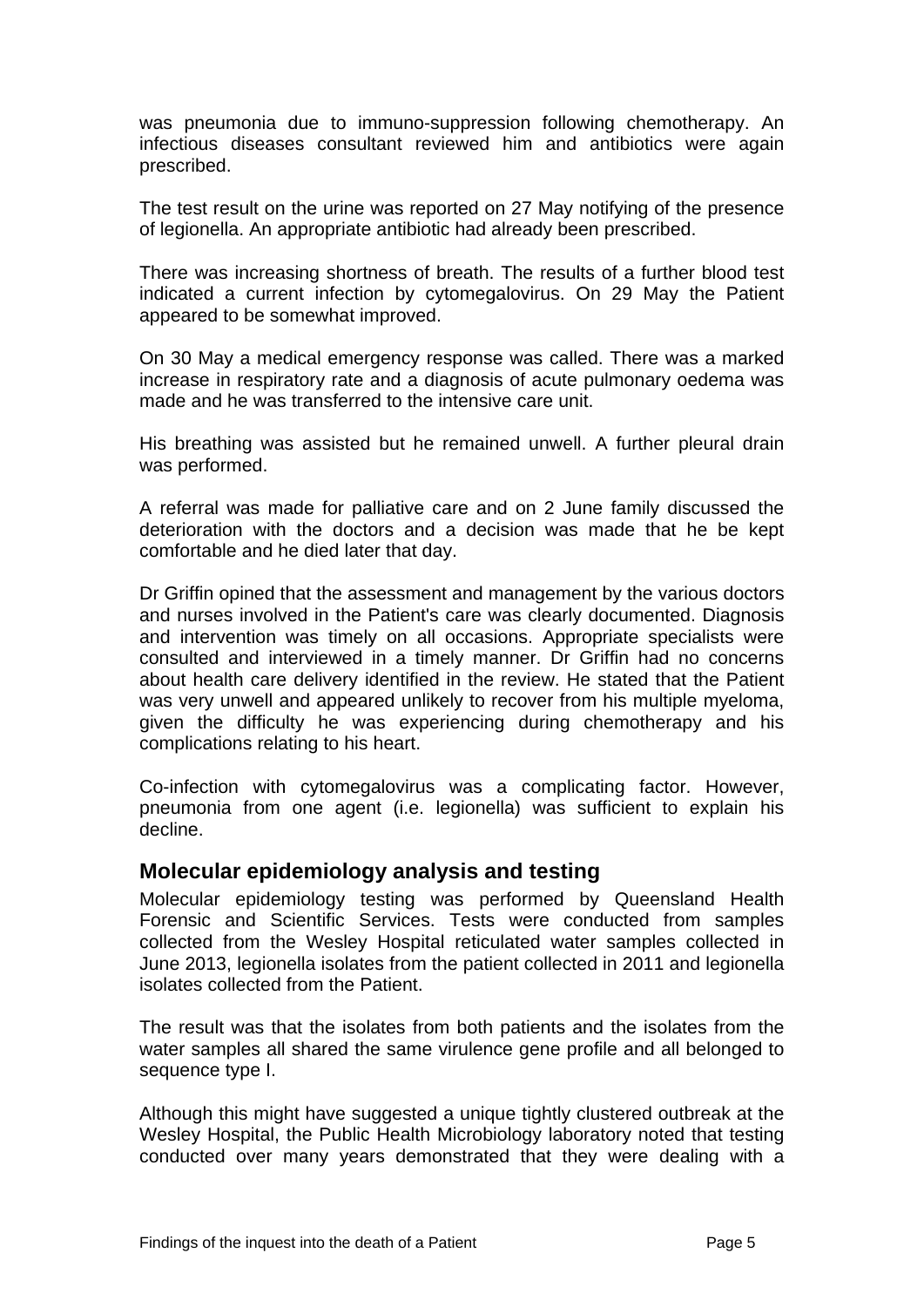was pneumonia due to immuno-suppression following chemotherapy. An infectious diseases consultant reviewed him and antibiotics were again prescribed.

The test result on the urine was reported on 27 May notifying of the presence of legionella. An appropriate antibiotic had already been prescribed.

There was increasing shortness of breath. The results of a further blood test indicated a current infection by cytomegalovirus. On 29 May the Patient appeared to be somewhat improved.

On 30 May a medical emergency response was called. There was a marked increase in respiratory rate and a diagnosis of acute pulmonary oedema was made and he was transferred to the intensive care unit.

His breathing was assisted but he remained unwell. A further pleural drain was performed.

A referral was made for palliative care and on 2 June family discussed the deterioration with the doctors and a decision was made that he be kept comfortable and he died later that day.

Dr Griffin opined that the assessment and management by the various doctors and nurses involved in the Patient's care was clearly documented. Diagnosis and intervention was timely on all occasions. Appropriate specialists were consulted and interviewed in a timely manner. Dr Griffin had no concerns about health care delivery identified in the review. He stated that the Patient was very unwell and appeared unlikely to recover from his multiple myeloma, given the difficulty he was experiencing during chemotherapy and his complications relating to his heart.

Co-infection with cytomegalovirus was a complicating factor. However, pneumonia from one agent (i.e. legionella) was sufficient to explain his decline.

## Molecular epidemiology analysis and testing

Molecular epidemiology testing was performed by Queensland Health Forensic and Scientific Services. Tests were conducted from samples collected from the Wesley Hospital reticulated water samples collected in June 2013, legionella isolates from the patient collected in 2011 and legionella isolates collected from the Patient.

The result was that the isolates from both patients and the isolates from the water samples all shared the same virulence gene profile and all belonged to sequence type I.

Although this might have suggested a unique tightly clustered outbreak at the Wesley Hospital, the Public Health Microbiology laboratory noted that testing conducted over many years demonstrated that they were dealing with a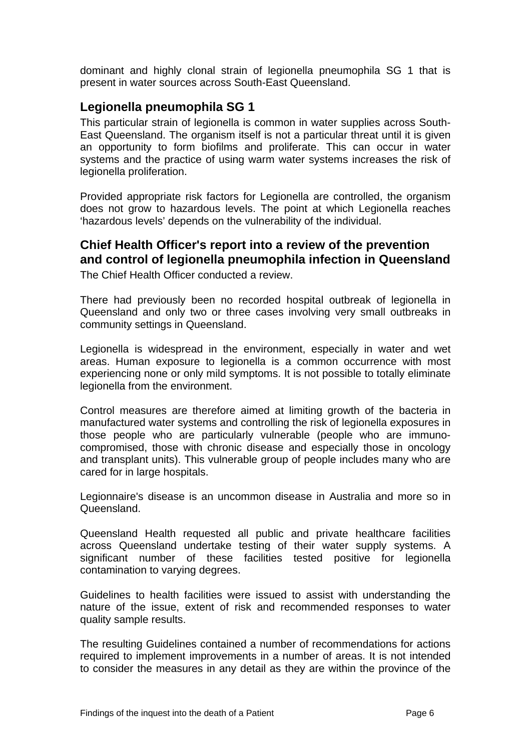dominant and highly clonal strain of legionella pneumophila SG 1 that is present in water sources across South-East Queensland.

## Legionella pneumophila SG 1

This particular strain of legionella is common in water supplies across South-East Queensland. The organism itself is not a particular threat until it is given an opportunity to form biofilms and proliferate. This can occur in water systems and the practice of using warm water systems increases the risk of legionella proliferation.

Provided appropriate risk factors for Legionella are controlled, the organism does not grow to hazardous levels. The point at which Legionella reaches 'hazardous levels' depends on the vulnerability of the individual.

## Chief Health Officer's report into a review of the prevention and control of legionella pneumophila infection in Queensland

The Chief Health Officer conducted a review.

There had previously been no recorded hospital outbreak of legionella in Queensland and only two or three cases involving very small outbreaks in community settings in Queensland.

Legionella is widespread in the environment, especially in water and wet areas. Human exposure to legionella is a common occurrence with most experiencing none or only mild symptoms. It is not possible to totally eliminate legionella from the environment.

Control measures are therefore aimed at limiting growth of the bacteria in manufactured water systems and controlling the risk of legionella exposures in those people who are particularly vulnerable (people who are immuno-compromised, those with chronic disease and especially those in oncology and transplant units). This vulnerable group of people includes many who are cared for in large hospitals.

Legionnaire's disease is an uncommon disease in Australia and more so in Queensland.

Queensland Health requested all public and private healthcare facilities across Queensland undertake testing of their water supply systems. A significant number of these facilities tested positive for legionella contamination to varying degrees.

Guidelines to health facilities were issued to assist with understanding the nature of the issue, extent of risk and recommended responses to water quality sample results.

The resulting Guidelines contained a number of recommendations for actions required to implement improvements in a number of areas. It is not intended to consider the measures in any detail as they are within the province of the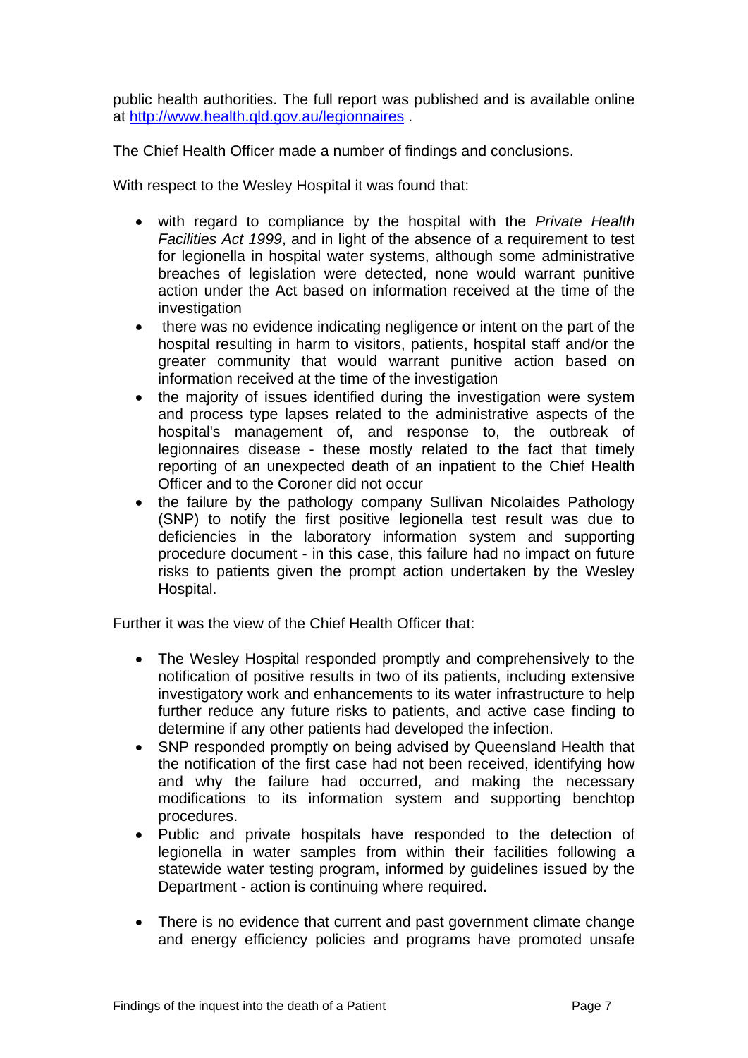public health authorities. The full report was published and is available online at http://www.health.qld.gov.au/legionnaires .

The Chief Health Officer made a number of findings and conclusions.

With respect to the Wesley Hospital it was found that:

- with regard to compliance by the hospital with the *Private Health Facilities Act 1999*, and in light of the absence of a requirement to test for legionella in hospital water systems, although some administrative breaches of legislation were detected, none would warrant punitive action under the Act based on information received at the time of the investigation
- there was no evidence indicating negligence or intent on the part of the hospital resulting in harm to visitors, patients, hospital staff and/or the greater community that would warrant punitive action based on information received at the time of the investigation
- the majority of issues identified during the investigation were system and process type lapses related to the administrative aspects of the hospital's management of, and response to, the outbreak of legionnaires disease - these mostly related to the fact that timely reporting of an unexpected death of an inpatient to the Chief Health Officer and to the Coroner did not occur
- the failure by the pathology company Sullivan Nicolaides Pathology (SNP) to notify the first positive legionella test result was due to deficiencies in the laboratory information system and supporting procedure document - in this case, this failure had no impact on future risks to patients given the prompt action undertaken by the Wesley Hospital.

Further it was the view of the Chief Health Officer that:

- The Wesley Hospital responded promptly and comprehensively to the notification of positive results in two of its patients, including extensive investigatory work and enhancements to its water infrastructure to help further reduce any future risks to patients, and active case finding to determine if any other patients had developed the infection.
- SNP responded promptly on being advised by Queensland Health that the notification of the first case had not been received, identifying how and why the failure had occurred, and making the necessary modifications to its information system and supporting benchtop procedures.
- Public and private hospitals have responded to the detection of legionella in water samples from within their facilities following a statewide water testing program, informed by guidelines issued by the Department - action is continuing where required.
- There is no evidence that current and past government climate change and energy efficiency policies and programs have promoted unsafe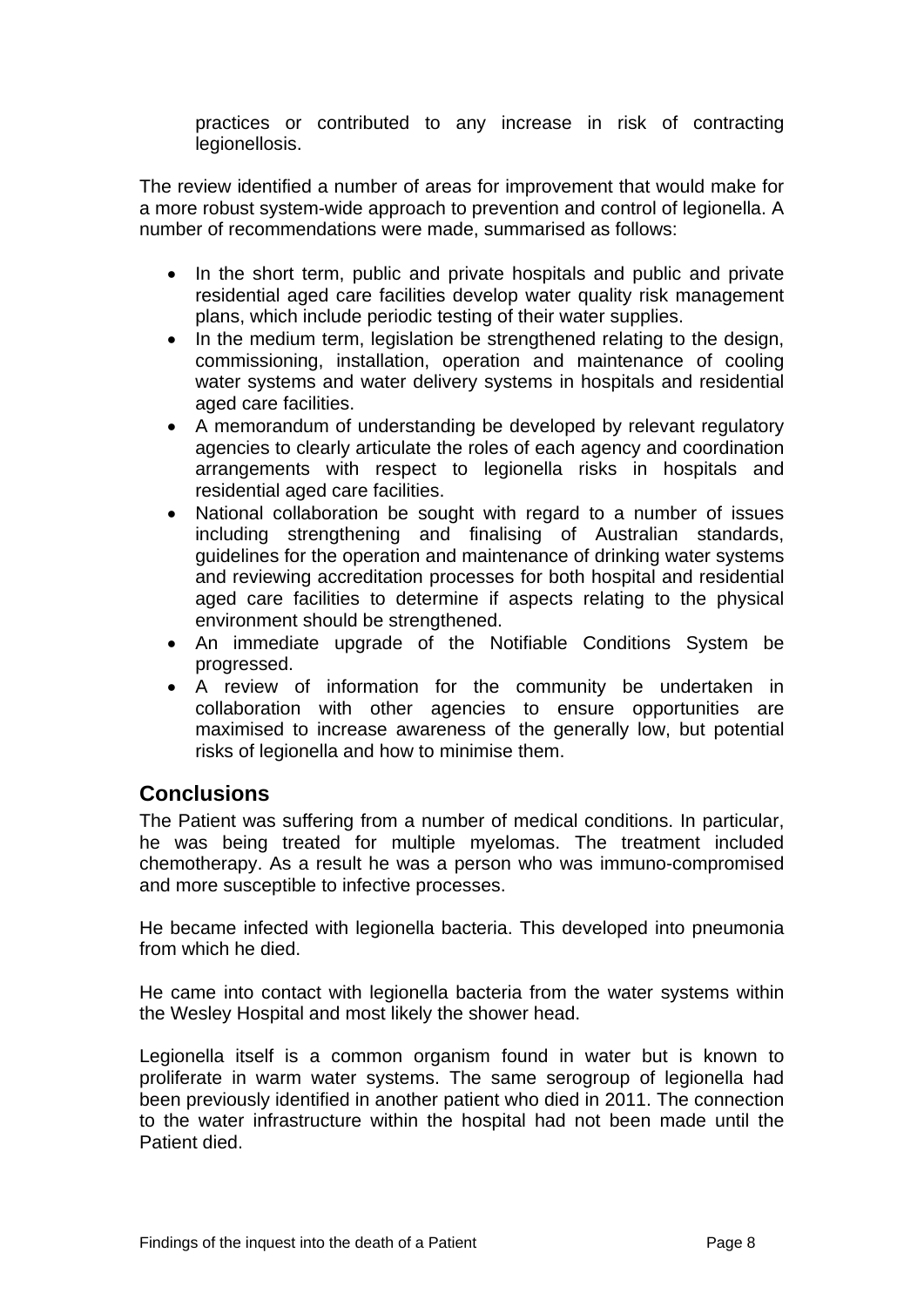practices or contributed to any increase in risk of contracting legionellosis.

The review identified a number of areas for improvement that would make for a more robust system-wide approach to prevention and control of legionella. A number of recommendations were made, summarised as follows:

- In the short term, public and private hospitals and public and private residential aged care facilities develop water quality risk management plans, which include periodic testing of their water supplies.
- In the medium term, legislation be strengthened relating to the design, commissioning, installation, operation and maintenance of cooling water systems and water delivery systems in hospitals and residential aged care facilities.
- A memorandum of understanding be developed by relevant regulatory agencies to clearly articulate the roles of each agency and coordination arrangements with respect to legionella risks in hospitals and residential aged care facilities.
- National collaboration be sought with regard to a number of issues including strengthening and finalising of Australian standards, guidelines for the operation and maintenance of drinking water systems and reviewing accreditation processes for both hospital and residential aged care facilities to determine if aspects relating to the physical environment should be strengthened.
- An immediate upgrade of the Notifiable Conditions System be progressed.
- A review of information for the community be undertaken in collaboration with other agencies to ensure opportunities are maximised to increase awareness of the generally low, but potential risks of legionella and how to minimise them.

## Conclusions

The Patient was suffering from a number of medical conditions. In particular, he was being treated for multiple myelomas. The treatment included chemotherapy. As a result he was a person who was immuno-compromised and more susceptible to infective processes.

He became infected with legionella bacteria. This developed into pneumonia from which he died.

He came into contact with legionella bacteria from the water systems within the Wesley Hospital and most likely the shower head.

Legionella itself is a common organism found in water but is known to proliferate in warm water systems. The same serogroup of legionella had been previously identified in another patient who died in 2011. The connection to the water infrastructure within the hospital had not been made until the Patient died.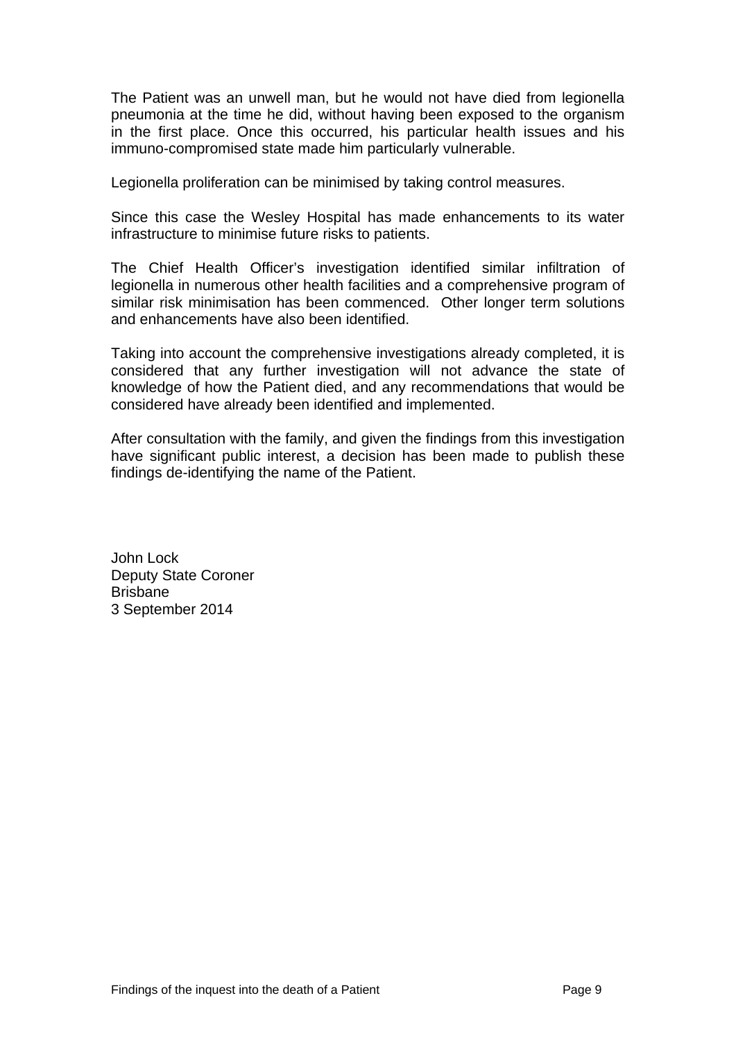The Patient was an unwell man, but he would not have died from legionella pneumonia at the time he did, without having been exposed to the organism in the first place. Once this occurred, his particular health issues and his immuno-compromised state made him particularly vulnerable.

Legionella proliferation can be minimised by taking control measures.

Since this case the Wesley Hospital has made enhancements to its water infrastructure to minimise future risks to patients.

The Chief Health Officer's investigation identified similar infiltration of legionella in numerous other health facilities and a comprehensive program of similar risk minimisation has been commenced. Other longer term solutions and enhancements have also been identified.

Taking into account the comprehensive investigations already completed, it is considered that any further investigation will not advance the state of knowledge of how the Patient died, and any recommendations that would be considered have already been identified and implemented.

After consultation with the family, and given the findings from this investigation have significant public interest, a decision has been made to publish these findings de-identifying the name of the Patient.

John Lock
Deputy State Coroner
Brisbane
3 September 2014